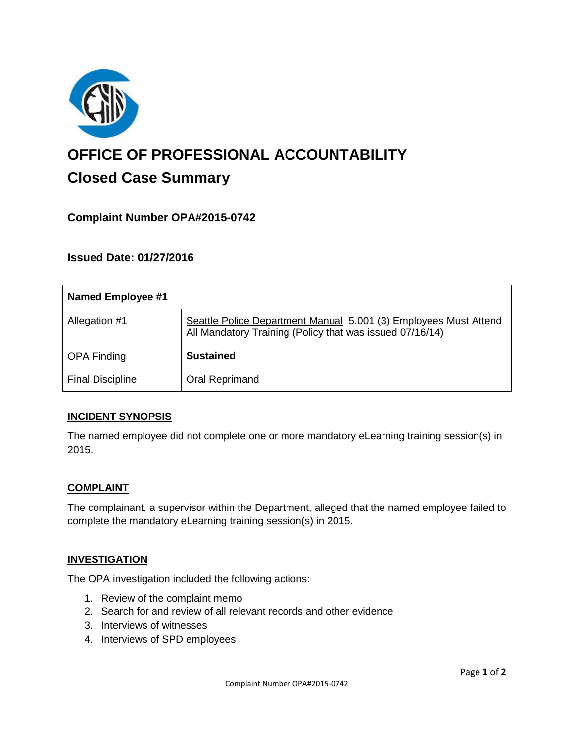# OFFICE OF PROFESSIONAL ACCOUNTABILITY

## Closed Case Summary

### Complaint Number OPA#2015-0742

### Issued Date: 01/27/2016

| Named Employee #1 | |
|---|---|
| Allegation #1 | Seattle Police Department Manual 5.001 (3) Employees Must Attend All Mandatory Training (Policy that was issued 07/16/14) |
| OPA Finding | **Sustained** |
| Final Discipline | Oral Reprimand |

**INCIDENT SYNOPSIS**

The named employee did not complete one or more mandatory eLearning training session(s) in 2015.

**COMPLAINT**

The complainant, a supervisor within the Department, alleged that the named employee failed to complete the mandatory eLearning training session(s) in 2015.

**INVESTIGATION**

The OPA investigation included the following actions:

1. Review of the complaint memo
2. Search for and review of all relevant records and other evidence
3. Interviews of witnesses
4. Interviews of SPD employees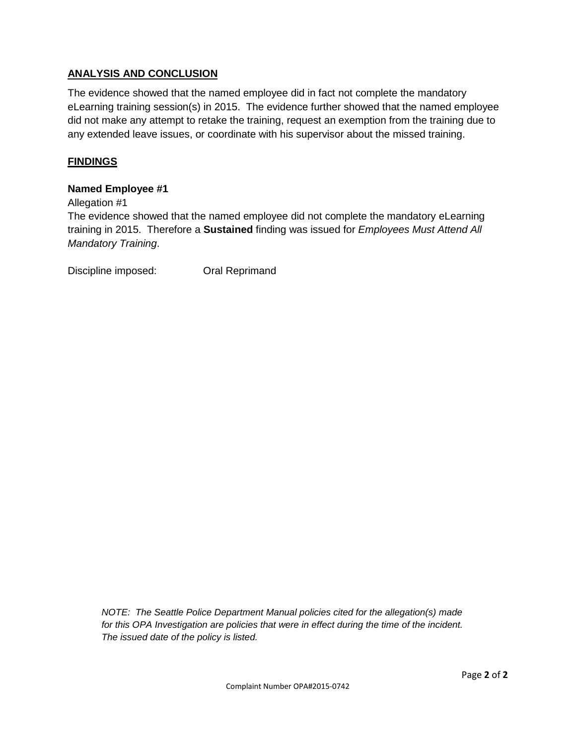## ANALYSIS AND CONCLUSION

The evidence showed that the named employee did in fact not complete the mandatory eLearning training session(s) in 2015. The evidence further showed that the named employee did not make any attempt to retake the training, request an exemption from the training due to any extended leave issues, or coordinate with his supervisor about the missed training.

## FINDINGS

**Named Employee #1**

Allegation #1

The evidence showed that the named employee did not complete the mandatory eLearning training in 2015. Therefore a **Sustained** finding was issued for *Employees Must Attend All Mandatory Training*.

Discipline imposed: Oral Reprimand

*NOTE: The Seattle Police Department Manual policies cited for the allegation(s) made for this OPA Investigation are policies that were in effect during the time of the incident. The issued date of the policy is listed.*

Complaint Number OPA#2015-0742